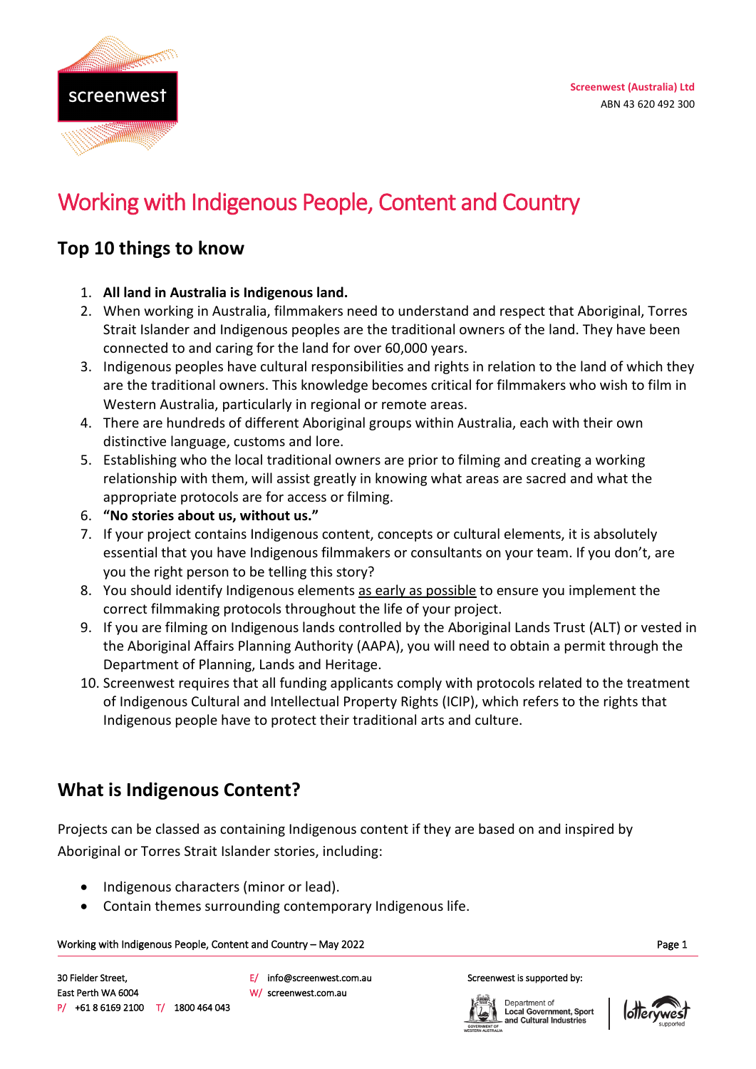Screenwest (Australia) Ltd
ABN 43 620 492 300

# Working with Indigenous People, Content and Country

## Top 10 things to know

1. **All land in Australia is Indigenous land.**
2. When working in Australia, filmmakers need to understand and respect that Aboriginal, Torres Strait Islander and Indigenous peoples are the traditional owners of the land. They have been connected to and caring for the land for over 60,000 years.
3. Indigenous peoples have cultural responsibilities and rights in relation to the land of which they are the traditional owners. This knowledge becomes critical for filmmakers who wish to film in Western Australia, particularly in regional or remote areas.
4. There are hundreds of different Aboriginal groups within Australia, each with their own distinctive language, customs and lore.
5. Establishing who the local traditional owners are prior to filming and creating a working relationship with them, will assist greatly in knowing what areas are sacred and what the appropriate protocols are for access or filming.
6. **"No stories about us, without us."**
7. If your project contains Indigenous content, concepts or cultural elements, it is absolutely essential that you have Indigenous filmmakers or consultants on your team. If you don't, are you the right person to be telling this story?
8. You should identify Indigenous elements as early as possible to ensure you implement the correct filmmaking protocols throughout the life of your project.
9. If you are filming on Indigenous lands controlled by the Aboriginal Lands Trust (ALT) or vested in the Aboriginal Affairs Planning Authority (AAPA), you will need to obtain a permit through the Department of Planning, Lands and Heritage.
10. Screenwest requires that all funding applicants comply with protocols related to the treatment of Indigenous Cultural and Intellectual Property Rights (ICIP), which refers to the rights that Indigenous people have to protect their traditional arts and culture.

## What is Indigenous Content?

Projects can be classed as containing Indigenous content if they are based on and inspired by Aboriginal or Torres Strait Islander stories, including:

- Indigenous characters (minor or lead).
- Contain themes surrounding contemporary Indigenous life.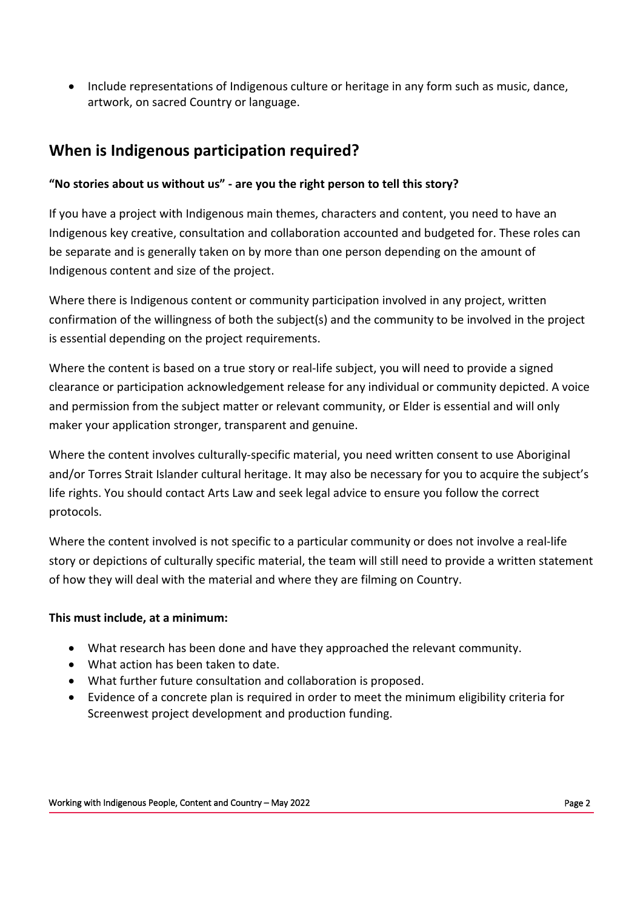- Include representations of Indigenous culture or heritage in any form such as music, dance, artwork, on sacred Country or language.

## When is Indigenous participation required?

**"No stories about us without us" - are you the right person to tell this story?**

If you have a project with Indigenous main themes, characters and content, you need to have an Indigenous key creative, consultation and collaboration accounted and budgeted for. These roles can be separate and is generally taken on by more than one person depending on the amount of Indigenous content and size of the project.

Where there is Indigenous content or community participation involved in any project, written confirmation of the willingness of both the subject(s) and the community to be involved in the project is essential depending on the project requirements.

Where the content is based on a true story or real-life subject, you will need to provide a signed clearance or participation acknowledgement release for any individual or community depicted. A voice and permission from the subject matter or relevant community, or Elder is essential and will only maker your application stronger, transparent and genuine.

Where the content involves culturally-specific material, you need written consent to use Aboriginal and/or Torres Strait Islander cultural heritage. It may also be necessary for you to acquire the subject's life rights. You should contact Arts Law and seek legal advice to ensure you follow the correct protocols.

Where the content involved is not specific to a particular community or does not involve a real-life story or depictions of culturally specific material, the team will still need to provide a written statement of how they will deal with the material and where they are filming on Country.

**This must include, at a minimum:**

- What research has been done and have they approached the relevant community.
- What action has been taken to date.
- What further future consultation and collaboration is proposed.
- Evidence of a concrete plan is required in order to meet the minimum eligibility criteria for Screenwest project development and production funding.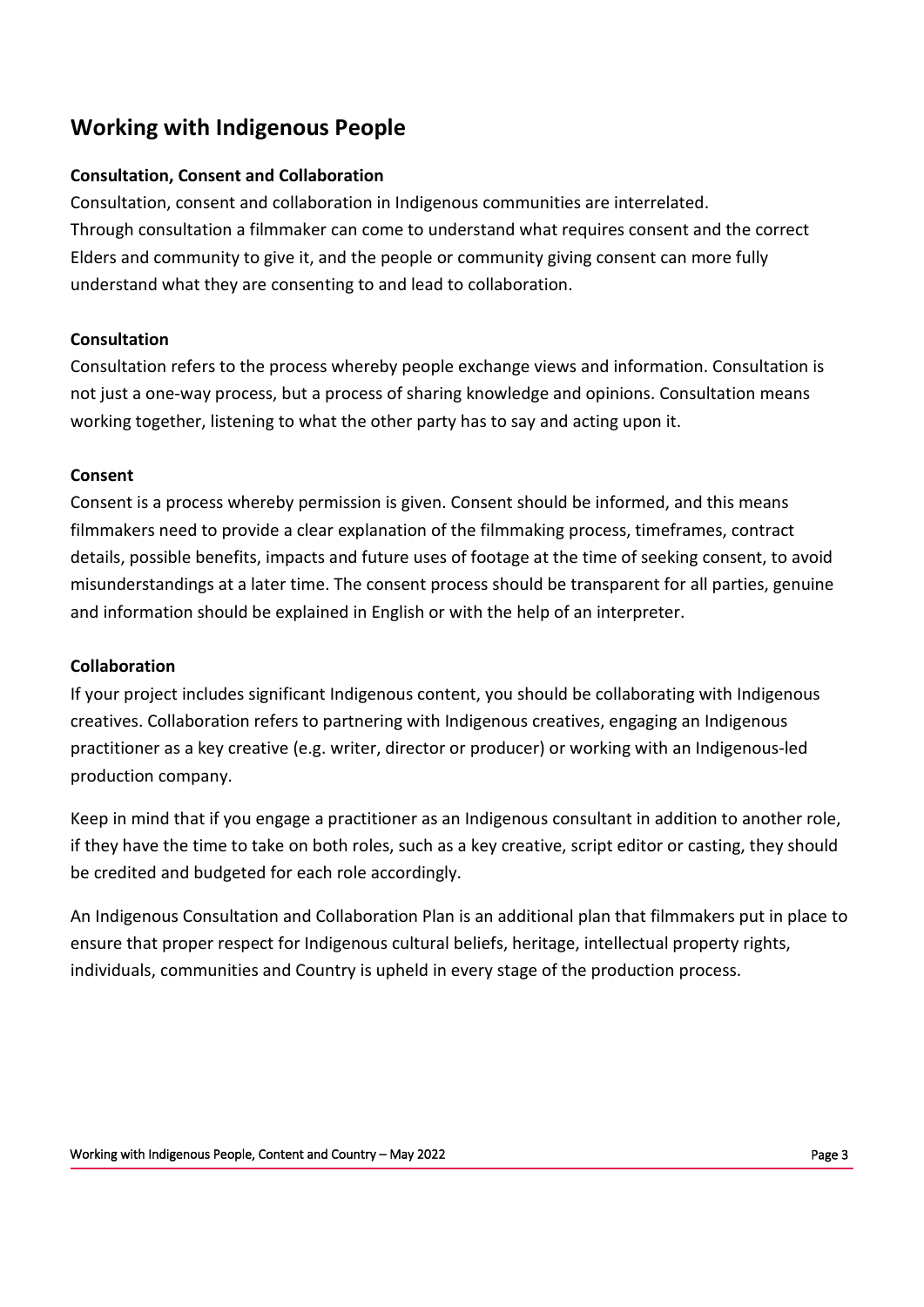## Working with Indigenous People

### Consultation, Consent and Collaboration

Consultation, consent and collaboration in Indigenous communities are interrelated.
Through consultation a filmmaker can come to understand what requires consent and the correct Elders and community to give it, and the people or community giving consent can more fully understand what they are consenting to and lead to collaboration.

### Consultation

Consultation refers to the process whereby people exchange views and information. Consultation is not just a one-way process, but a process of sharing knowledge and opinions. Consultation means working together, listening to what the other party has to say and acting upon it.

### Consent

Consent is a process whereby permission is given. Consent should be informed, and this means filmmakers need to provide a clear explanation of the filmmaking process, timeframes, contract details, possible benefits, impacts and future uses of footage at the time of seeking consent, to avoid misunderstandings at a later time. The consent process should be transparent for all parties, genuine and information should be explained in English or with the help of an interpreter.

### Collaboration

If your project includes significant Indigenous content, you should be collaborating with Indigenous creatives. Collaboration refers to partnering with Indigenous creatives, engaging an Indigenous practitioner as a key creative (e.g. writer, director or producer) or working with an Indigenous-led production company.

Keep in mind that if you engage a practitioner as an Indigenous consultant in addition to another role, if they have the time to take on both roles, such as a key creative, script editor or casting, they should be credited and budgeted for each role accordingly.

An Indigenous Consultation and Collaboration Plan is an additional plan that filmmakers put in place to ensure that proper respect for Indigenous cultural beliefs, heritage, intellectual property rights, individuals, communities and Country is upheld in every stage of the production process.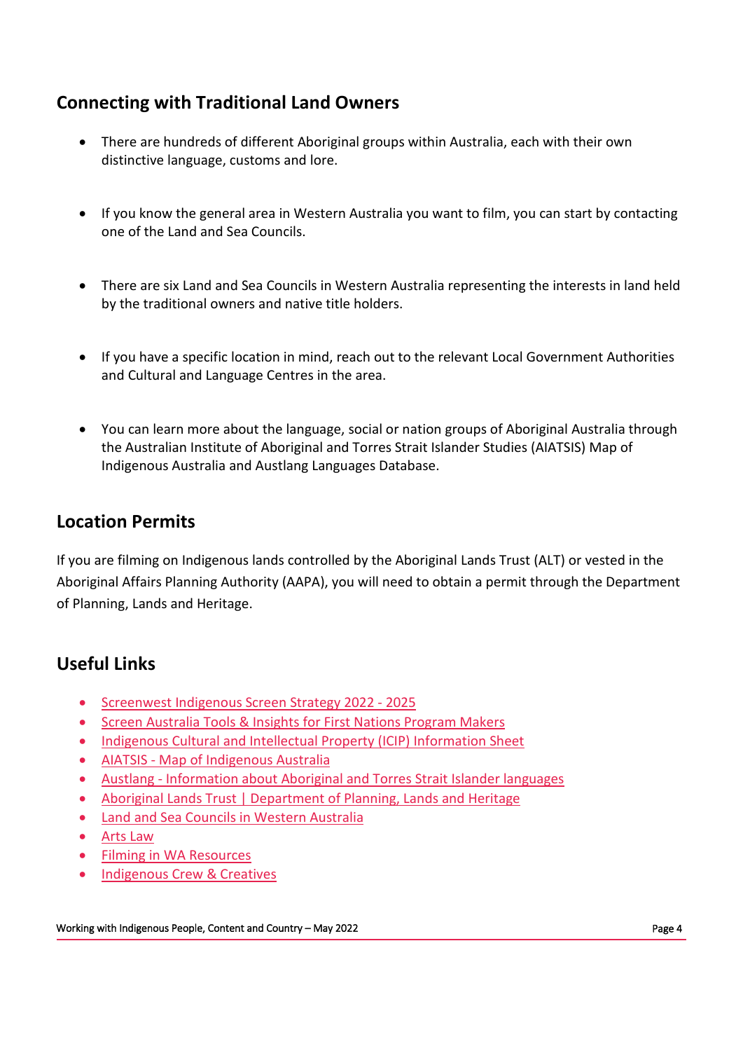## Connecting with Traditional Land Owners

- There are hundreds of different Aboriginal groups within Australia, each with their own distinctive language, customs and lore.
- If you know the general area in Western Australia you want to film, you can start by contacting one of the Land and Sea Councils.
- There are six Land and Sea Councils in Western Australia representing the interests in land held by the traditional owners and native title holders.
- If you have a specific location in mind, reach out to the relevant Local Government Authorities and Cultural and Language Centres in the area.
- You can learn more about the language, social or nation groups of Aboriginal Australia through the Australian Institute of Aboriginal and Torres Strait Islander Studies (AIATSIS) Map of Indigenous Australia and Austlang Languages Database.

## Location Permits

If you are filming on Indigenous lands controlled by the Aboriginal Lands Trust (ALT) or vested in the Aboriginal Affairs Planning Authority (AAPA), you will need to obtain a permit through the Department of Planning, Lands and Heritage.

## Useful Links

- Screenwest Indigenous Screen Strategy 2022 - 2025
- Screen Australia Tools & Insights for First Nations Program Makers
- Indigenous Cultural and Intellectual Property (ICIP) Information Sheet
- AIATSIS - Map of Indigenous Australia
- Austlang - Information about Aboriginal and Torres Strait Islander languages
- Aboriginal Lands Trust | Department of Planning, Lands and Heritage
- Land and Sea Councils in Western Australia
- Arts Law
- Filming in WA Resources
- Indigenous Crew & Creatives